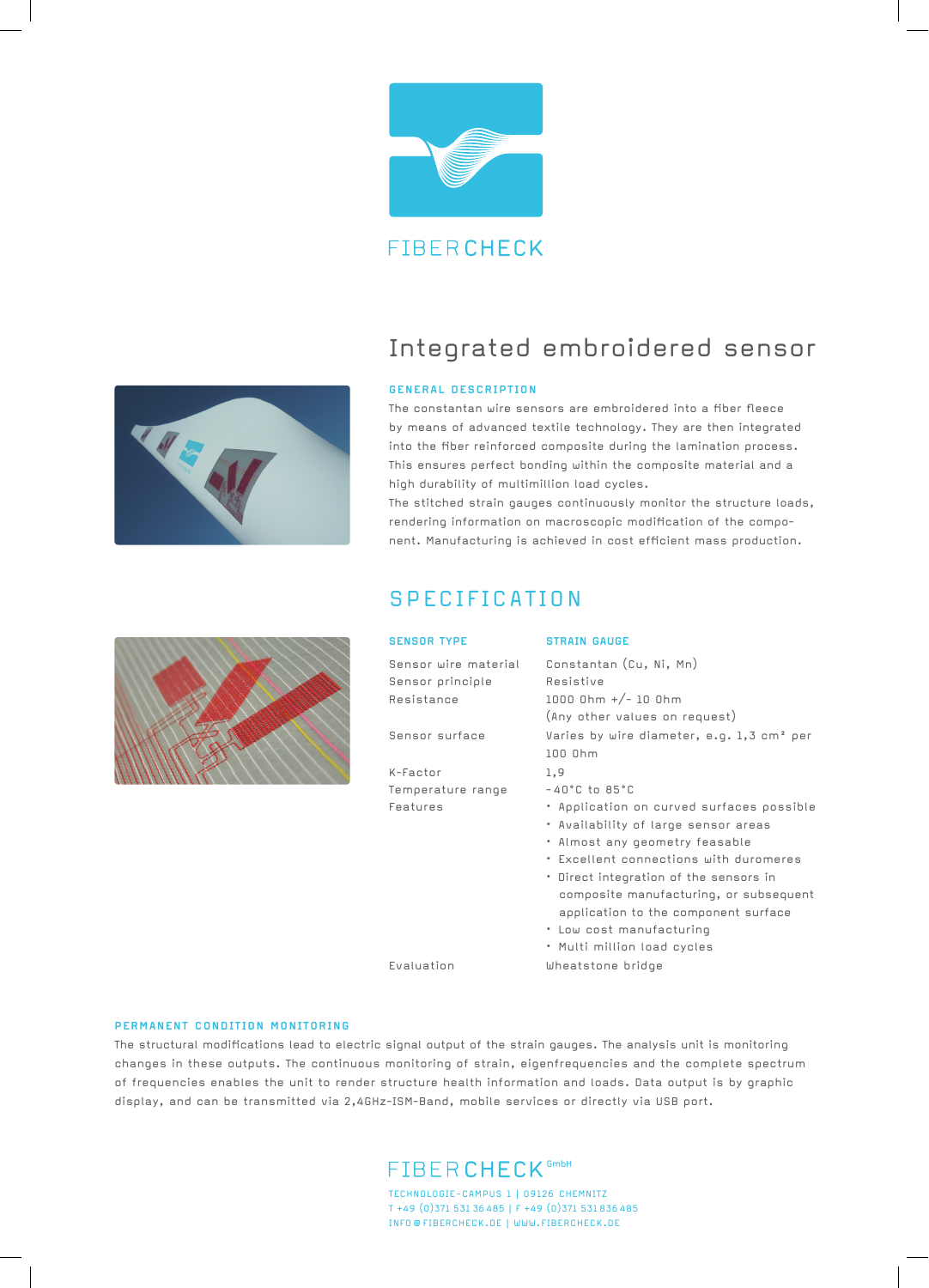FIBERCHECK

# Integrated embroidered sensor

### GENERAL DESCRIPTION

The constantan wire sensors are embroidered into a fiber fleece by means of advanced textile technology. They are then integrated into the fiber reinforced composite during the lamination process. This ensures perfect bonding within the composite material and a high durability of multimillion load cycles.
The stitched strain gauges continuously monitor the structure loads, rendering information on macroscopic modification of the component. Manufacturing is achieved in cost efficient mass production.

## SPECIFICATION

| SENSOR TYPE | STRAIN GAUGE |
|---|---|
| Sensor wire material | Constantan (Cu, Ni, Mn) |
| Sensor principle | Resistive |
| Resistance | 1000 Ohm +/- 10 Ohm (Any other values on request) |
| Sensor surface | Varies by wire diameter, e.g. 1,3 cm² per 100 Ohm |
| K-Factor | 1,9 |
| Temperature range | -40°C to 85°C |
| Features | • Application on curved surfaces possible<br>• Availability of large sensor areas<br>• Almost any geometry feasable<br>• Excellent connections with duromeres<br>• Direct integration of the sensors in composite manufacturing, or subsequent application to the component surface<br>• Low cost manufacturing<br>• Multi million load cycles |
| Evaluation | Wheatstone bridge |

### PERMANENT CONDITION MONITORING

The structural modifications lead to electric signal output of the strain gauges. The analysis unit is monitoring changes in these outputs. The continuous monitoring of strain, eigenfrequencies and the complete spectrum of frequencies enables the unit to render structure health information and loads. Data output is by graphic display, and can be transmitted via 2,4GHz-ISM-Band, mobile services or directly via USB port.

FIBERCHECK GmbH
TECHNOLOGIE-CAMPUS 1 | 09126 CHEMNITZ
T +49 (0)371 531 36 485 | F +49 (0)371 531 836 485
INFO@FIBERCHECK.DE | WWW.FIBERCHECK.DE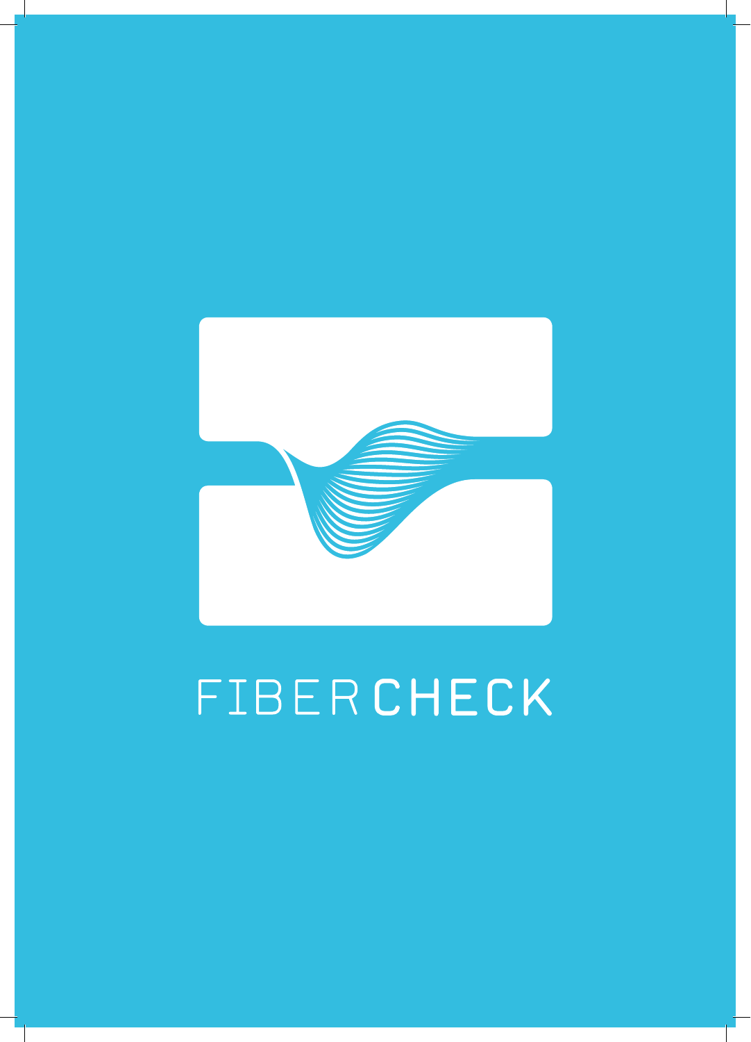FIBERCHECK